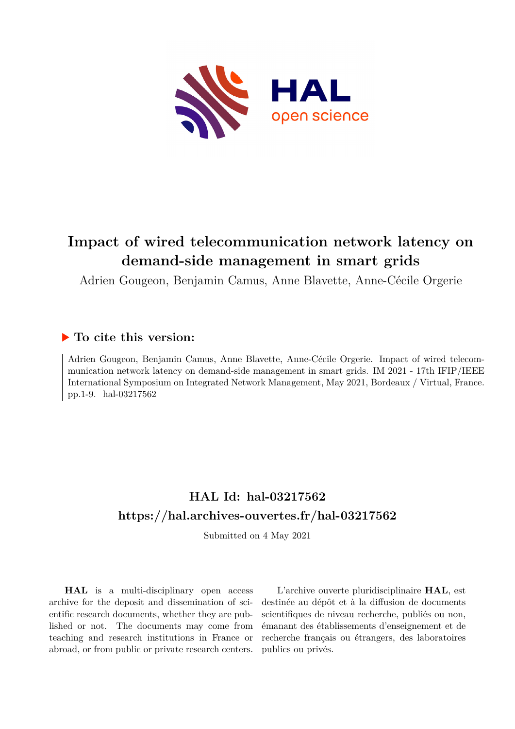# Impact of wired telecommunication network latency on demand-side management in smart grids

Adrien Gougeon, Benjamin Camus, Anne Blavette, Anne-Cécile Orgerie

### ▶ To cite this version:

Adrien Gougeon, Benjamin Camus, Anne Blavette, Anne-Cécile Orgerie. Impact of wired telecommunication network latency on demand-side management in smart grids. IM 2021 - 17th IFIP/IEEE International Symposium on Integrated Network Management, May 2021, Bordeaux / Virtual, France. pp.1-9. hal-03217562

## HAL Id: hal-03217562
## https://hal.archives-ouvertes.fr/hal-03217562

Submitted on 4 May 2021

**HAL** is a multi-disciplinary open access archive for the deposit and dissemination of scientific research documents, whether they are published or not. The documents may come from teaching and research institutions in France or abroad, or from public or private research centers.

L'archive ouverte pluridisciplinaire **HAL**, est destinée au dépôt et à la diffusion de documents scientifiques de niveau recherche, publiés ou non, émanant des établissements d'enseignement et de recherche français ou étrangers, des laboratoires publics ou privés.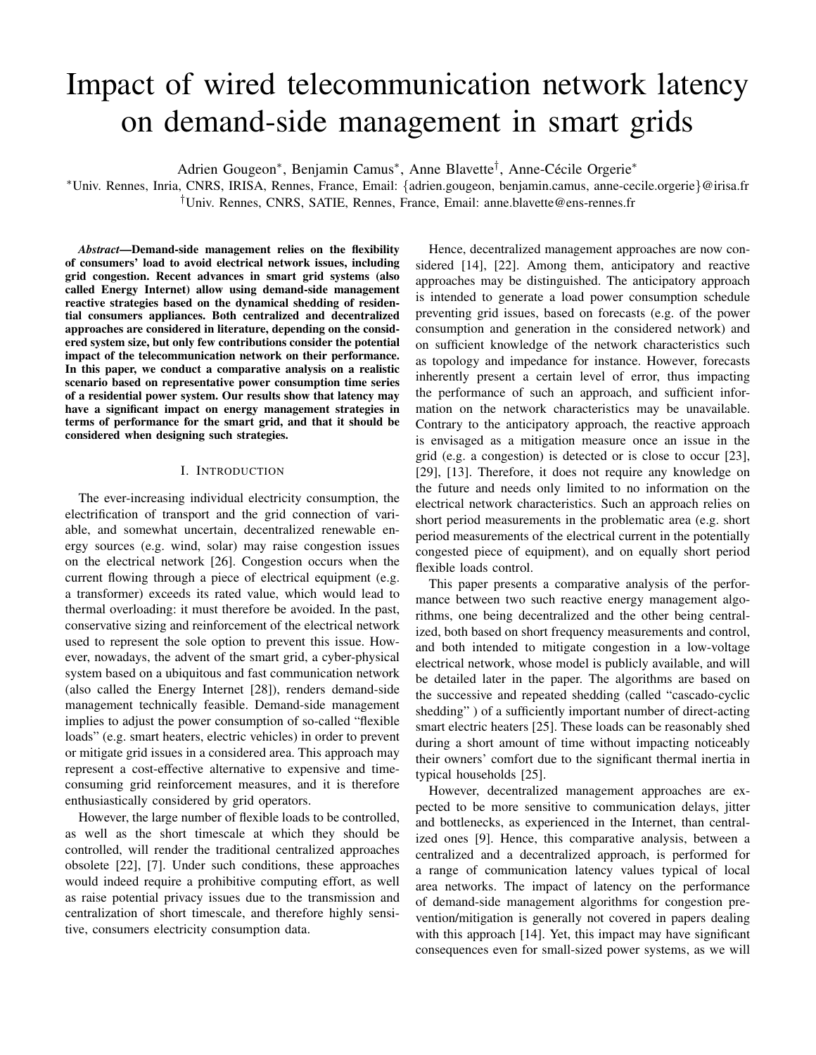# Impact of wired telecommunication network latency on demand-side management in smart grids

Adrien Gougeon*, Benjamin Camus*, Anne Blavette†, Anne-Cécile Orgerie*

*Univ. Rennes, Inria, CNRS, IRISA, Rennes, France, Email: {adrien.gougeon, benjamin.camus, anne-cecile.orgerie}@irisa.fr
†Univ. Rennes, CNRS, SATIE, Rennes, France, Email: anne.blavette@ens-rennes.fr

***Abstract*—Demand-side management relies on the flexibility of consumers' load to avoid electrical network issues, including grid congestion. Recent advances in smart grid systems (also called Energy Internet) allow using demand-side management reactive strategies based on the dynamical shedding of residential consumers appliances. Both centralized and decentralized approaches are considered in literature, depending on the considered system size, but only few contributions consider the potential impact of the telecommunication network on their performance. In this paper, we conduct a comparative analysis on a realistic scenario based on representative power consumption time series of a residential power system. Our results show that latency may have a significant impact on energy management strategies in terms of performance for the smart grid, and that it should be considered when designing such strategies.**

## I. Introduction

The ever-increasing individual electricity consumption, the electrification of transport and the grid connection of variable, and somewhat uncertain, decentralized renewable energy sources (e.g. wind, solar) may raise congestion issues on the electrical network [26]. Congestion occurs when the current flowing through a piece of electrical equipment (e.g. a transformer) exceeds its rated value, which would lead to thermal overloading: it must therefore be avoided. In the past, conservative sizing and reinforcement of the electrical network used to represent the sole option to prevent this issue. However, nowadays, the advent of the smart grid, a cyber-physical system based on a ubiquitous and fast communication network (also called the Energy Internet [28]), renders demand-side management technically feasible. Demand-side management implies to adjust the power consumption of so-called "flexible loads" (e.g. smart heaters, electric vehicles) in order to prevent or mitigate grid issues in a considered area. This approach may represent a cost-effective alternative to expensive and time-consuming grid reinforcement measures, and it is therefore enthusiastically considered by grid operators.

However, the large number of flexible loads to be controlled, as well as the short timescale at which they should be controlled, will render the traditional centralized approaches obsolete [22], [7]. Under such conditions, these approaches would indeed require a prohibitive computing effort, as well as raise potential privacy issues due to the transmission and centralization of short timescale, and therefore highly sensitive, consumers electricity consumption data.

Hence, decentralized management approaches are now considered [14], [22]. Among them, anticipatory and reactive approaches may be distinguished. The anticipatory approach is intended to generate a load power consumption schedule preventing grid issues, based on forecasts (e.g. of the power consumption and generation in the considered network) and on sufficient knowledge of the network characteristics such as topology and impedance for instance. However, forecasts inherently present a certain level of error, thus impacting the performance of such an approach, and sufficient information on the network characteristics may be unavailable. Contrary to the anticipatory approach, the reactive approach is envisaged as a mitigation measure once an issue in the grid (e.g. a congestion) is detected or is close to occur [23], [29], [13]. Therefore, it does not require any knowledge on the future and needs only limited to no information on the electrical network characteristics. Such an approach relies on short period measurements in the problematic area (e.g. short period measurements of the electrical current in the potentially congested piece of equipment), and on equally short period flexible loads control.

This paper presents a comparative analysis of the performance between two such reactive energy management algorithms, one being decentralized and the other being centralized, both based on short frequency measurements and control, and both intended to mitigate congestion in a low-voltage electrical network, whose model is publicly available, and will be detailed later in the paper. The algorithms are based on the successive and repeated shedding (called "cascado-cyclic shedding" ) of a sufficiently important number of direct-acting smart electric heaters [25]. These loads can be reasonably shed during a short amount of time without impacting noticeably their owners' comfort due to the significant thermal inertia in typical households [25].

However, decentralized management approaches are expected to be more sensitive to communication delays, jitter and bottlenecks, as experienced in the Internet, than centralized ones [9]. Hence, this comparative analysis, between a centralized and a decentralized approach, is performed for a range of communication latency values typical of local area networks. The impact of latency on the performance of demand-side management algorithms for congestion prevention/mitigation is generally not covered in papers dealing with this approach [14]. Yet, this impact may have significant consequences even for small-sized power systems, as we will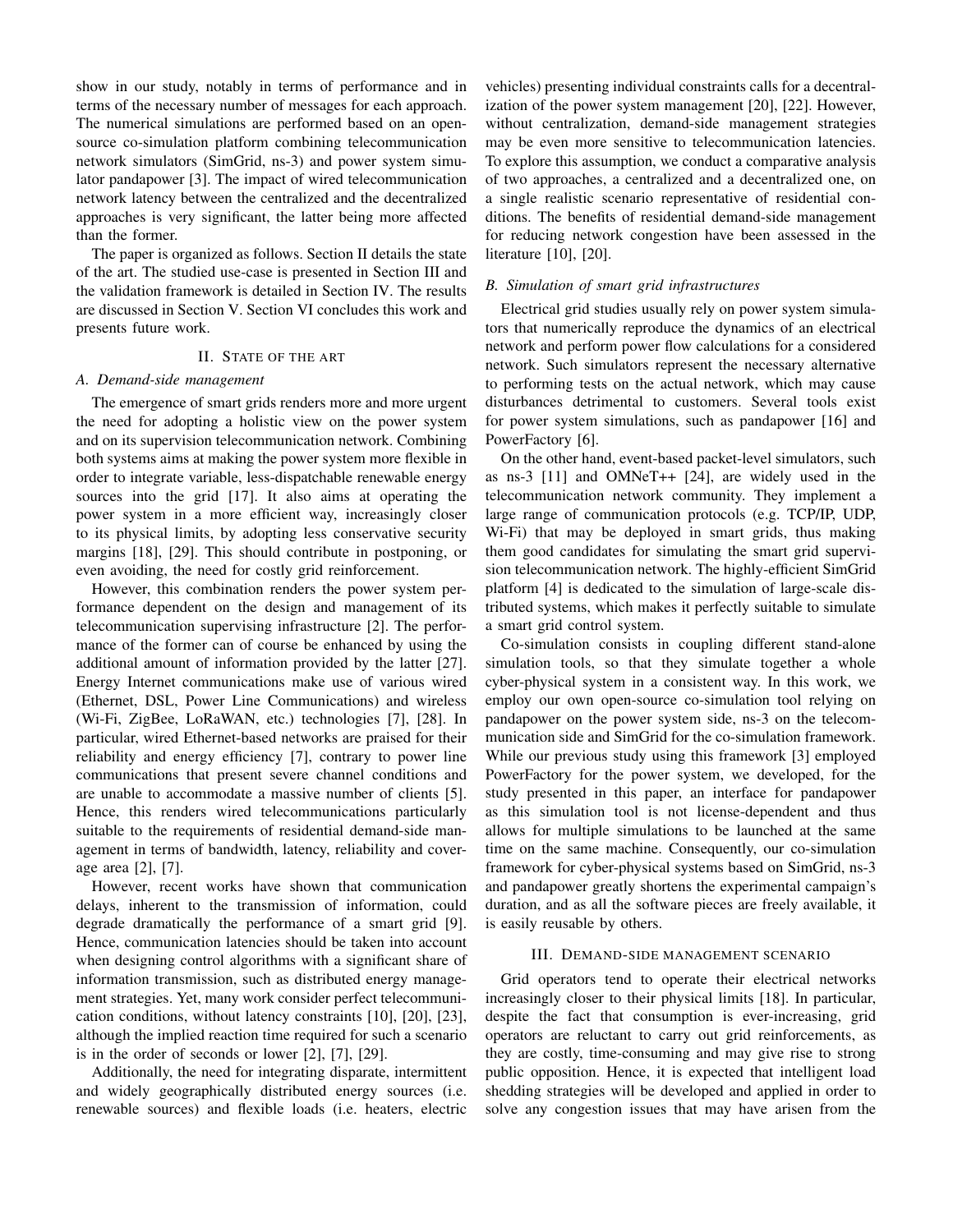show in our study, notably in terms of performance and in terms of the necessary number of messages for each approach. The numerical simulations are performed based on an open-source co-simulation platform combining telecommunication network simulators (SimGrid, ns-3) and power system simulator pandapower [3]. The impact of wired telecommunication network latency between the centralized and the decentralized approaches is very significant, the latter being more affected than the former.

The paper is organized as follows. Section II details the state of the art. The studied use-case is presented in Section III and the validation framework is detailed in Section IV. The results are discussed in Section V. Section VI concludes this work and presents future work.

## II. State of the art

### A. Demand-side management

The emergence of smart grids renders more and more urgent the need for adopting a holistic view on the power system and on its supervision telecommunication network. Combining both systems aims at making the power system more flexible in order to integrate variable, less-dispatchable renewable energy sources into the grid [17]. It also aims at operating the power system in a more efficient way, increasingly closer to its physical limits, by adopting less conservative security margins [18], [29]. This should contribute in postponing, or even avoiding, the need for costly grid reinforcement.

However, this combination renders the power system performance dependent on the design and management of its telecommunication supervising infrastructure [2]. The performance of the former can of course be enhanced by using the additional amount of information provided by the latter [27]. Energy Internet communications make use of various wired (Ethernet, DSL, Power Line Communications) and wireless (Wi-Fi, ZigBee, LoRaWAN, etc.) technologies [7], [28]. In particular, wired Ethernet-based networks are praised for their reliability and energy efficiency [7], contrary to power line communications that present severe channel conditions and are unable to accommodate a massive number of clients [5]. Hence, this renders wired telecommunications particularly suitable to the requirements of residential demand-side management in terms of bandwidth, latency, reliability and coverage area [2], [7].

However, recent works have shown that communication delays, inherent to the transmission of information, could degrade dramatically the performance of a smart grid [9]. Hence, communication latencies should be taken into account when designing control algorithms with a significant share of information transmission, such as distributed energy management strategies. Yet, many work consider perfect telecommunication conditions, without latency constraints [10], [20], [23], although the implied reaction time required for such a scenario is in the order of seconds or lower [2], [7], [29].

Additionally, the need for integrating disparate, intermittent and widely geographically distributed energy sources (i.e. renewable sources) and flexible loads (i.e. heaters, electric vehicles) presenting individual constraints calls for a decentralization of the power system management [20], [22]. However, without centralization, demand-side management strategies may be even more sensitive to telecommunication latencies. To explore this assumption, we conduct a comparative analysis of two approaches, a centralized and a decentralized one, on a single realistic scenario representative of residential conditions. The benefits of residential demand-side management for reducing network congestion have been assessed in the literature [10], [20].

### B. Simulation of smart grid infrastructures

Electrical grid studies usually rely on power system simulators that numerically reproduce the dynamics of an electrical network and perform power flow calculations for a considered network. Such simulators represent the necessary alternative to performing tests on the actual network, which may cause disturbances detrimental to customers. Several tools exist for power system simulations, such as pandapower [16] and PowerFactory [6].

On the other hand, event-based packet-level simulators, such as ns-3 [11] and OMNeT++ [24], are widely used in the telecommunication network community. They implement a large range of communication protocols (e.g. TCP/IP, UDP, Wi-Fi) that may be deployed in smart grids, thus making them good candidates for simulating the smart grid supervision telecommunication network. The highly-efficient SimGrid platform [4] is dedicated to the simulation of large-scale distributed systems, which makes it perfectly suitable to simulate a smart grid control system.

Co-simulation consists in coupling different stand-alone simulation tools, so that they simulate together a whole cyber-physical system in a consistent way. In this work, we employ our own open-source co-simulation tool relying on pandapower on the power system side, ns-3 on the telecommunication side and SimGrid for the co-simulation framework. While our previous study using this framework [3] employed PowerFactory for the power system, we developed, for the study presented in this paper, an interface for pandapower as this simulation tool is not license-dependent and thus allows for multiple simulations to be launched at the same time on the same machine. Consequently, our co-simulation framework for cyber-physical systems based on SimGrid, ns-3 and pandapower greatly shortens the experimental campaign's duration, and as all the software pieces are freely available, it is easily reusable by others.

## III. Demand-side management scenario

Grid operators tend to operate their electrical networks increasingly closer to their physical limits [18]. In particular, despite the fact that consumption is ever-increasing, grid operators are reluctant to carry out grid reinforcements, as they are costly, time-consuming and may give rise to strong public opposition. Hence, it is expected that intelligent load shedding strategies will be developed and applied in order to solve any congestion issues that may have arisen from the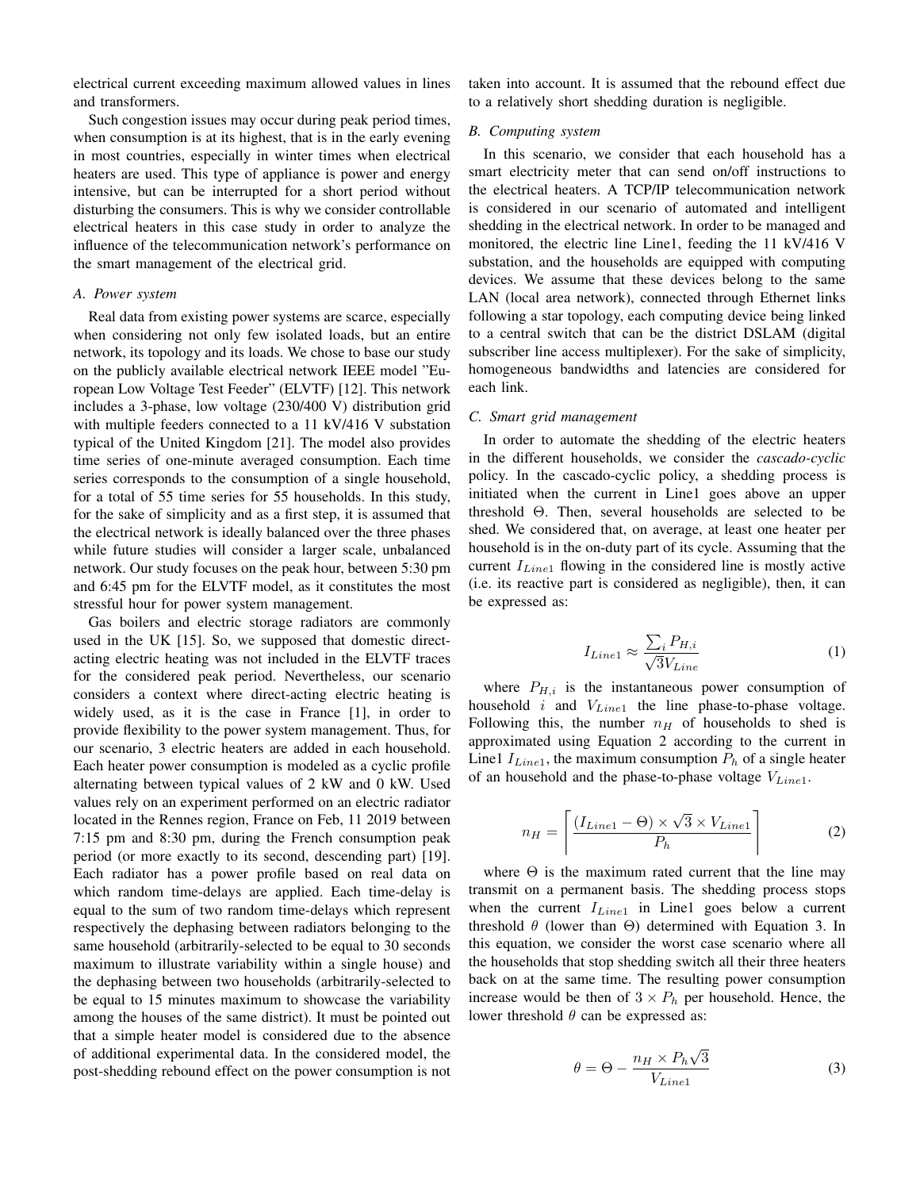electrical current exceeding maximum allowed values in lines and transformers.

Such congestion issues may occur during peak period times, when consumption is at its highest, that is in the early evening in most countries, especially in winter times when electrical heaters are used. This type of appliance is power and energy intensive, but can be interrupted for a short period without disturbing the consumers. This is why we consider controllable electrical heaters in this case study in order to analyze the influence of the telecommunication network's performance on the smart management of the electrical grid.

### A. Power system

Real data from existing power systems are scarce, especially when considering not only few isolated loads, but an entire network, its topology and its loads. We chose to base our study on the publicly available electrical network IEEE model "European Low Voltage Test Feeder" (ELVTF) [12]. This network includes a 3-phase, low voltage (230/400 V) distribution grid with multiple feeders connected to a 11 kV/416 V substation typical of the United Kingdom [21]. The model also provides time series of one-minute averaged consumption. Each time series corresponds to the consumption of a single household, for a total of 55 time series for 55 households. In this study, for the sake of simplicity and as a first step, it is assumed that the electrical network is ideally balanced over the three phases while future studies will consider a larger scale, unbalanced network. Our study focuses on the peak hour, between 5:30 pm and 6:45 pm for the ELVTF model, as it constitutes the most stressful hour for power system management.

Gas boilers and electric storage radiators are commonly used in the UK [15]. So, we supposed that domestic direct-acting electric heating was not included in the ELVTF traces for the considered peak period. Nevertheless, our scenario considers a context where direct-acting electric heating is widely used, as it is the case in France [1], in order to provide flexibility to the power system management. Thus, for our scenario, 3 electric heaters are added in each household. Each heater power consumption is modeled as a cyclic profile alternating between typical values of 2 kW and 0 kW. Used values rely on an experiment performed on an electric radiator located in the Rennes region, France on Feb, 11 2019 between 7:15 pm and 8:30 pm, during the French consumption peak period (or more exactly to its second, descending part) [19]. Each radiator has a power profile based on real data on which random time-delays are applied. Each time-delay is equal to the sum of two random time-delays which represent respectively the dephasing between radiators belonging to the same household (arbitrarily-selected to be equal to 30 seconds maximum to illustrate variability within a single house) and the dephasing between two households (arbitrarily-selected to be equal to 15 minutes maximum to showcase the variability among the houses of the same district). It must be pointed out that a simple heater model is considered due to the absence of additional experimental data. In the considered model, the post-shedding rebound effect on the power consumption is not taken into account. It is assumed that the rebound effect due to a relatively short shedding duration is negligible.

### B. Computing system

In this scenario, we consider that each household has a smart electricity meter that can send on/off instructions to the electrical heaters. A TCP/IP telecommunication network is considered in our scenario of automated and intelligent shedding in the electrical network. In order to be managed and monitored, the electric line Line1, feeding the 11 kV/416 V substation, and the households are equipped with computing devices. We assume that these devices belong to the same LAN (local area network), connected through Ethernet links following a star topology, each computing device being linked to a central switch that can be the district DSLAM (digital subscriber line access multiplexer). For the sake of simplicity, homogeneous bandwidths and latencies are considered for each link.

### C. Smart grid management

In order to automate the shedding of the electric heaters in the different households, we consider the *cascado-cyclic* policy. In the cascado-cyclic policy, a shedding process is initiated when the current in Line1 goes above an upper threshold $\Theta$. Then, several households are selected to be shed. We considered that, on average, at least one heater per household is in the on-duty part of its cycle. Assuming that the current $I_{Line1}$ flowing in the considered line is mostly active (i.e. its reactive part is considered as negligible), then, it can be expressed as:

$$I_{Line1} \approx \frac{\sum_i P_{H,i}}{\sqrt{3} V_{Line}} \tag{1}$$

where $P_{H,i}$ is the instantaneous power consumption of household $i$ and $V_{Line1}$ the line phase-to-phase voltage. Following this, the number $n_H$ of households to shed is approximated using Equation 2 according to the current in Line1 $I_{Line1}$, the maximum consumption $P_h$ of a single heater of an household and the phase-to-phase voltage $V_{Line1}$.

$$n_H = \left\lceil \frac{(I_{Line1} - \Theta) \times \sqrt{3} \times V_{Line1}}{P_h} \right\rceil \tag{2}$$

where $\Theta$ is the maximum rated current that the line may transmit on a permanent basis. The shedding process stops when the current $I_{Line1}$ in Line1 goes below a current threshold $\theta$ (lower than $\Theta$) determined with Equation 3. In this equation, we consider the worst case scenario where all the households that stop shedding switch all their three heaters back on at the same time. The resulting power consumption increase would be then of $3 \times P_h$ per household. Hence, the lower threshold $\theta$ can be expressed as:

$$\theta = \Theta - \frac{n_H \times P_h \sqrt{3}}{V_{Line1}} \tag{3}$$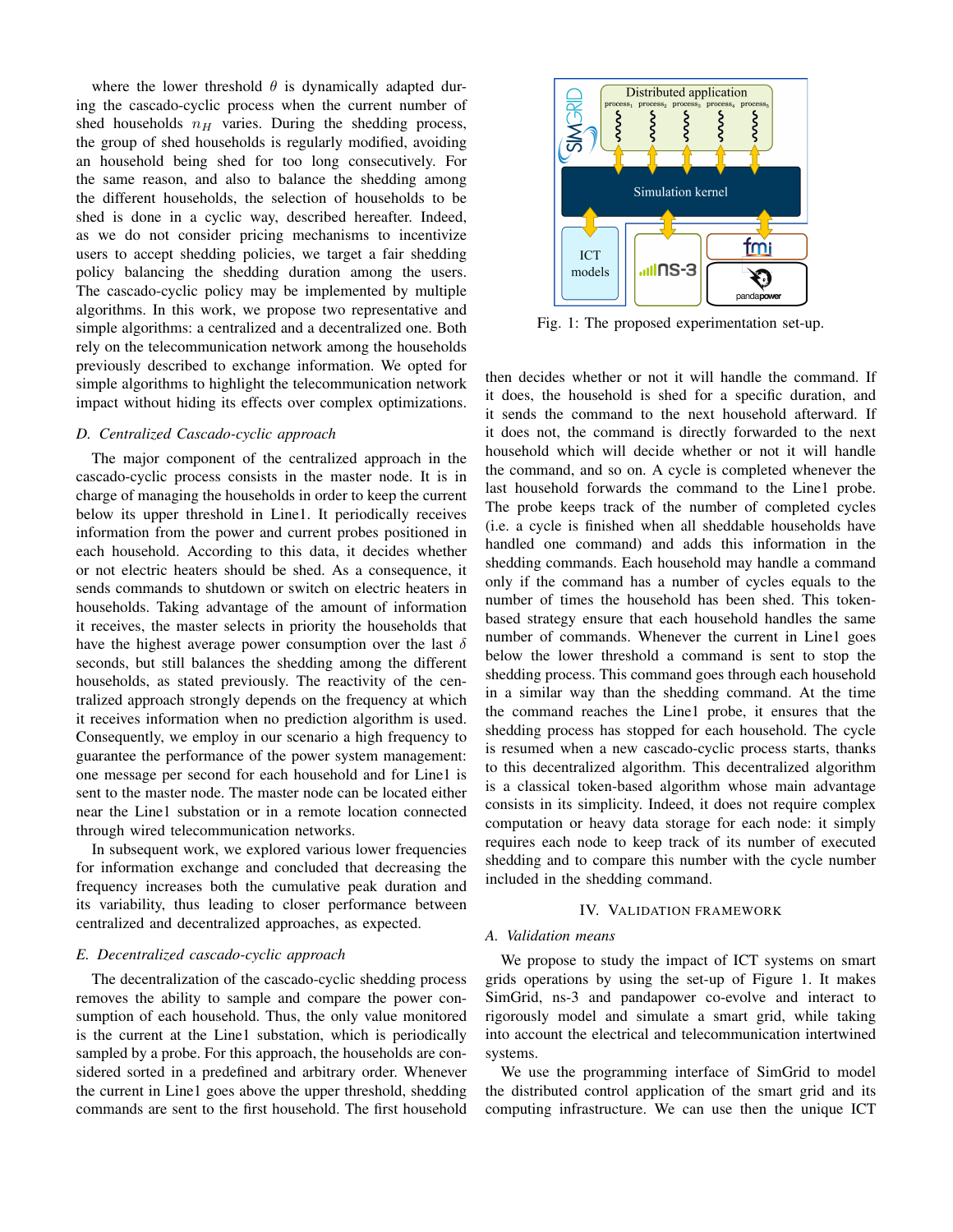where the lower threshold $\theta$ is dynamically adapted during the cascado-cyclic process when the current number of shed households $n_H$ varies. During the shedding process, the group of shed households is regularly modified, avoiding an household being shed for too long consecutively. For the same reason, and also to balance the shedding among the different households, the selection of households to be shed is done in a cyclic way, described hereafter. Indeed, as we do not consider pricing mechanisms to incentivize users to accept shedding policies, we target a fair shedding policy balancing the shedding duration among the users. The cascado-cyclic policy may be implemented by multiple algorithms. In this work, we propose two representative and simple algorithms: a centralized and a decentralized one. Both rely on the telecommunication network among the households previously described to exchange information. We opted for simple algorithms to highlight the telecommunication network impact without hiding its effects over complex optimizations.

### D. Centralized Cascado-cyclic approach

The major component of the centralized approach in the cascado-cyclic process consists in the master node. It is in charge of managing the households in order to keep the current below its upper threshold in Line1. It periodically receives information from the power and current probes positioned in each household. According to this data, it decides whether or not electric heaters should be shed. As a consequence, it sends commands to shutdown or switch on electric heaters in households. Taking advantage of the amount of information it receives, the master selects in priority the households that have the highest average power consumption over the last $\delta$ seconds, but still balances the shedding among the different households, as stated previously. The reactivity of the centralized approach strongly depends on the frequency at which it receives information when no prediction algorithm is used. Consequently, we employ in our scenario a high frequency to guarantee the performance of the power system management: one message per second for each household and for Line1 is sent to the master node. The master node can be located either near the Line1 substation or in a remote location connected through wired telecommunication networks.

In subsequent work, we explored various lower frequencies for information exchange and concluded that decreasing the frequency increases both the cumulative peak duration and its variability, thus leading to closer performance between centralized and decentralized approaches, as expected.

### E. Decentralized cascado-cyclic approach

The decentralization of the cascado-cyclic shedding process removes the ability to sample and compare the power consumption of each household. Thus, the only value monitored is the current at the Line1 substation, which is periodically sampled by a probe. For this approach, the households are considered sorted in a predefined and arbitrary order. Whenever the current in Line1 goes above the upper threshold, shedding commands are sent to the first household. The first household then decides whether or not it will handle the command. If it does, the household is shed for a specific duration, and it sends the command to the next household afterward. If it does not, the command is directly forwarded to the next household which will decide whether or not it will handle the command, and so on. A cycle is completed whenever the last household forwards the command to the Line1 probe. The probe keeps track of the number of completed cycles (i.e. a cycle is finished when all sheddable households have handled one command) and adds this information in the shedding commands. Each household may handle a command only if the command has a number of cycles equals to the number of times the household has been shed. This token-based strategy ensure that each household handles the same number of commands. Whenever the current in Line1 goes below the lower threshold a command is sent to stop the shedding process. This command goes through each household in a similar way than the shedding command. At the time the command reaches the Line1 probe, it ensures that the shedding process has stopped for each household. The cycle is resumed when a new cascado-cyclic process starts, thanks to this decentralized algorithm. This decentralized algorithm is a classical token-based algorithm whose main advantage consists in its simplicity. Indeed, it does not require complex computation or heavy data storage for each node: it simply requires each node to keep track of its number of executed shedding and to compare this number with the cycle number included in the shedding command.

Fig. 1: The proposed experimentation set-up.

## IV. Validation Framework

### A. Validation means

We propose to study the impact of ICT systems on smart grids operations by using the set-up of Figure 1. It makes SimGrid, ns-3 and pandapower co-evolve and interact to rigorously model and simulate a smart grid, while taking into account the electrical and telecommunication intertwined systems.

We use the programming interface of SimGrid to model the distributed control application of the smart grid and its computing infrastructure. We can use then the unique ICT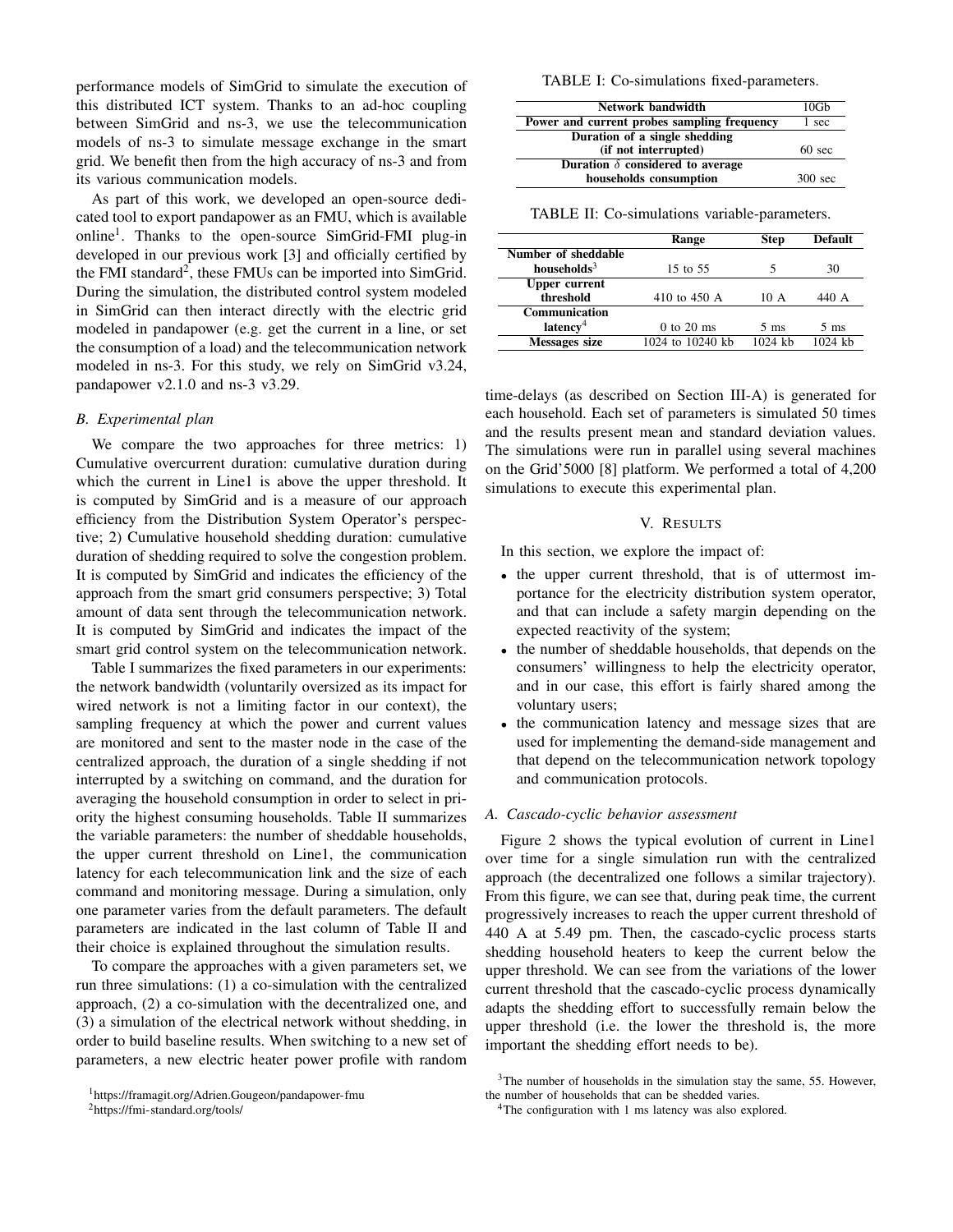performance models of SimGrid to simulate the execution of this distributed ICT system. Thanks to an ad-hoc coupling between SimGrid and ns-3, we use the telecommunication models of ns-3 to simulate message exchange in the smart grid. We benefit then from the high accuracy of ns-3 and from its various communication models.

As part of this work, we developed an open-source dedicated tool to export pandapower as an FMU, which is available online[1]. Thanks to the open-source SimGrid-FMI plug-in developed in our previous work [3] and officially certified by the FMI standard[2], these FMUs can be imported into SimGrid. During the simulation, the distributed control system modeled in SimGrid can then interact directly with the electric grid modeled in pandapower (e.g. get the current in a line, or set the consumption of a load) and the telecommunication network modeled in ns-3. For this study, we rely on SimGrid v3.24, pandapower v2.1.0 and ns-3 v3.29.

### *B. Experimental plan*

We compare the two approaches for three metrics: 1) Cumulative overcurrent duration: cumulative duration during which the current in Line1 is above the upper threshold. It is computed by SimGrid and is a measure of our approach efficiency from the Distribution System Operator's perspective; 2) Cumulative household shedding duration: cumulative duration of shedding required to solve the congestion problem. It is computed by SimGrid and indicates the efficiency of the approach from the smart grid consumers perspective; 3) Total amount of data sent through the telecommunication network. It is computed by SimGrid and indicates the impact of the smart grid control system on the telecommunication network.

Table I summarizes the fixed parameters in our experiments: the network bandwidth (voluntarily oversized as its impact for wired network is not a limiting factor in our context), the sampling frequency at which the power and current values are monitored and sent to the master node in the case of the centralized approach, the duration of a single shedding if not interrupted by a switching on command, and the duration for averaging the household consumption in order to select in priority the highest consuming households. Table II summarizes the variable parameters: the number of sheddable households, the upper current threshold on Line1, the communication latency for each telecommunication link and the size of each command and monitoring message. During a simulation, only one parameter varies from the default parameters. The default parameters are indicated in the last column of Table II and their choice is explained throughout the simulation results.

To compare the approaches with a given parameters set, we run three simulations: (1) a co-simulation with the centralized approach, (2) a co-simulation with the decentralized one, and (3) a simulation of the electrical network without shedding, in order to build baseline results. When switching to a new set of parameters, a new electric heater power profile with random time-delays (as described on Section III-A) is generated for each household. Each set of parameters is simulated 50 times and the results present mean and standard deviation values. The simulations were run in parallel using several machines on the Grid'5000 [8] platform. We performed a total of 4,200 simulations to execute this experimental plan.

TABLE I: Co-simulations fixed-parameters.

| Parameter | Value |
|---|---|
| **Network bandwidth** | 10Gb |
| **Power and current probes sampling frequency** | 1 sec |
| **Duration of a single shedding (if not interrupted)** | 60 sec |
| **Duration $\delta$ considered to average households consumption** | 300 sec |

TABLE II: Co-simulations variable-parameters.

| | Range | Step | Default |
|---|---|---|---|
| **Number of sheddable households**[3] | 15 to 55 | 5 | 30 |
| **Upper current threshold** | 410 to 450 A | 10 A | 440 A |
| **Communication latency**[4] | 0 to 20 ms | 5 ms | 5 ms |
| **Messages size** | 1024 to 10240 kb | 1024 kb | 1024 kb |

## V. RESULTS

In this section, we explore the impact of:

- the upper current threshold, that is of uttermost importance for the electricity distribution system operator, and that can include a safety margin depending on the expected reactivity of the system;
- the number of sheddable households, that depends on the consumers' willingness to help the electricity operator, and in our case, this effort is fairly shared among the voluntary users;
- the communication latency and message sizes that are used for implementing the demand-side management and that depend on the telecommunication network topology and communication protocols.

### *A. Cascado-cyclic behavior assessment*

Figure 2 shows the typical evolution of current in Line1 over time for a single simulation run with the centralized approach (the decentralized one follows a similar trajectory). From this figure, we can see that, during peak time, the current progressively increases to reach the upper current threshold of 440 A at 5.49 pm. Then, the cascado-cyclic process starts shedding household heaters to keep the current below the upper threshold. We can see from the variations of the lower current threshold that the cascado-cyclic process dynamically adapts the shedding effort to successfully remain below the upper threshold (i.e. the lower the threshold is, the more important the shedding effort needs to be).

[1]https://framagit.org/Adrien.Gougeon/pandapower-fmu

[2]https://fmi-standard.org/tools/

[3]The number of households in the simulation stay the same, 55. However, the number of households that can be shedded varies.

[4]The configuration with 1 ms latency was also explored.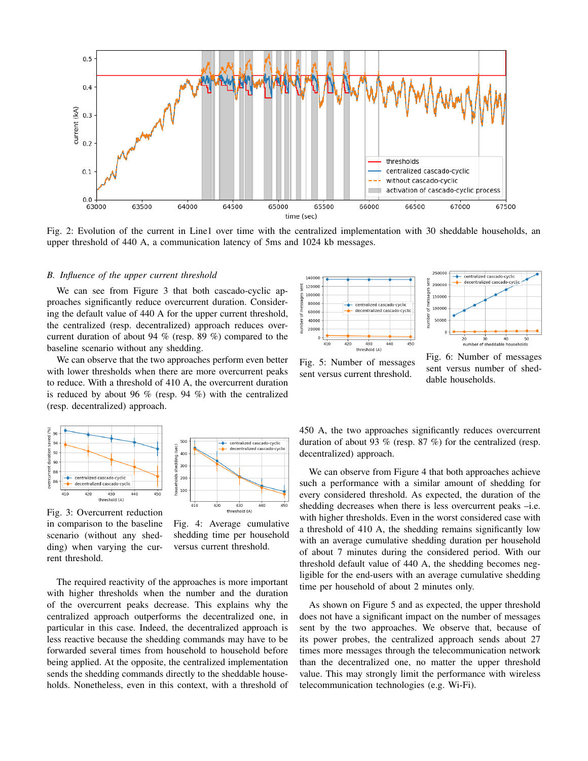Fig. 2: Evolution of the current in Line1 over time with the centralized implementation with 30 sheddable households, an upper threshold of 440 A, a communication latency of 5ms and 1024 kb messages.

### B. *Influence of the upper current threshold*

We can see from Figure 3 that both cascado-cyclic approaches significantly reduce overcurrent duration. Considering the default value of 440 A for the upper current threshold, the centralized (resp. decentralized) approach reduces overcurrent duration of about 94 % (resp. 89 %) compared to the baseline scenario without any shedding.

We can observe that the two approaches perform even better with lower thresholds when there are more overcurrent peaks to reduce. With a threshold of 410 A, the overcurrent duration is reduced by about 96 % (resp. 94 %) with the centralized (resp. decentralized) approach.

Fig. 3: Overcurrent reduction in comparison to the baseline scenario (without any shedding) when varying the current threshold.

Fig. 4: Average cumulative shedding time per household versus current threshold.

The required reactivity of the approaches is more important with higher thresholds when the number and the duration of the overcurrent peaks decrease. This explains why the centralized approach outperforms the decentralized one, in particular in this case. Indeed, the decentralized approach is less reactive because the shedding commands may have to be forwarded several times from household to household before being applied. At the opposite, the centralized implementation sends the shedding commands directly to the sheddable households. Nonetheless, even in this context, with a threshold of 450 A, the two approaches significantly reduces overcurrent duration of about 93 % (resp. 87 %) for the centralized (resp. decentralized) approach.

Fig. 5: Number of messages sent versus current threshold.

Fig. 6: Number of messages sent versus number of sheddable households.

We can observe from Figure 4 that both approaches achieve such a performance with a similar amount of shedding for every considered threshold. As expected, the duration of the shedding decreases when there is less overcurrent peaks –i.e. with higher thresholds. Even in the worst considered case with a threshold of 410 A, the shedding remains significantly low with an average cumulative shedding duration per household of about 7 minutes during the considered period. With our threshold default value of 440 A, the shedding becomes negligible for the end-users with an average cumulative shedding time per household of about 2 minutes only.

As shown on Figure 5 and as expected, the upper threshold does not have a significant impact on the number of messages sent by the two approaches. We observe that, because of its power probes, the centralized approach sends about 27 times more messages through the telecommunication network than the decentralized one, no matter the upper threshold value. This may strongly limit the performance with wireless telecommunication technologies (e.g. Wi-Fi).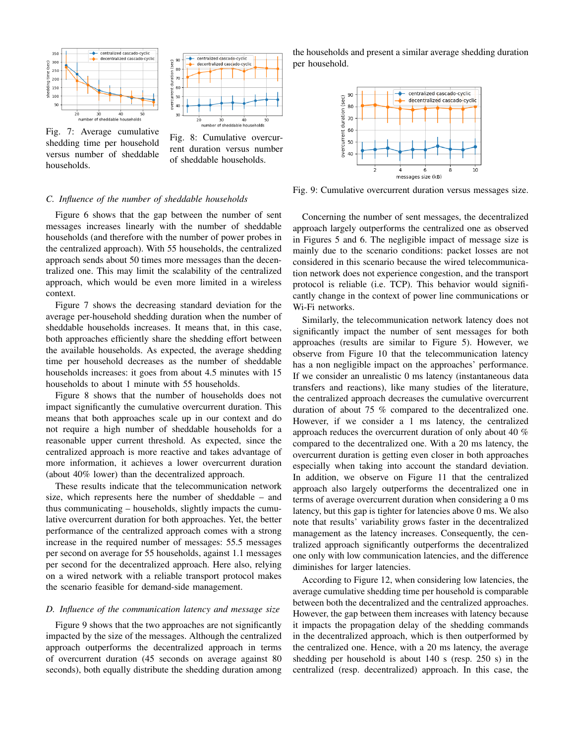Fig. 7: Average cumulative shedding time per household versus number of sheddable households.

Fig. 8: Cumulative overcurrent duration versus number of sheddable households.

### C. Influence of the number of sheddable households

Figure 6 shows that the gap between the number of sent messages increases linearly with the number of sheddable households (and therefore with the number of power probes in the centralized approach). With 55 households, the centralized approach sends about 50 times more messages than the decentralized one. This may limit the scalability of the centralized approach, which would be even more limited in a wireless context.

Figure 7 shows the decreasing standard deviation for the average per-household shedding duration when the number of sheddable households increases. It means that, in this case, both approaches efficiently share the shedding effort between the available households. As expected, the average shedding time per household decreases as the number of sheddable households increases: it goes from about 4.5 minutes with 15 households to about 1 minute with 55 households.

Figure 8 shows that the number of households does not impact significantly the cumulative overcurrent duration. This means that both approaches scale up in our context and do not require a high number of sheddable households for a reasonable upper current threshold. As expected, since the centralized approach is more reactive and takes advantage of more information, it achieves a lower overcurrent duration (about 40% lower) than the decentralized approach.

These results indicate that the telecommunication network size, which represents here the number of sheddable – and thus communicating – households, slightly impacts the cumulative overcurrent duration for both approaches. Yet, the better performance of the centralized approach comes with a strong increase in the required number of messages: 55.5 messages per second on average for 55 households, against 1.1 messages per second for the decentralized approach. Here also, relying on a wired network with a reliable transport protocol makes the scenario feasible for demand-side management.

### D. Influence of the communication latency and message size

Figure 9 shows that the two approaches are not significantly impacted by the size of the messages. Although the centralized approach outperforms the decentralized approach in terms of overcurrent duration (45 seconds on average against 80 seconds), both equally distribute the shedding duration among the households and present a similar average shedding duration per household.

Fig. 9: Cumulative overcurrent duration versus messages size.

Concerning the number of sent messages, the decentralized approach largely outperforms the centralized one as observed in Figures 5 and 6. The negligible impact of message size is mainly due to the scenario conditions: packet losses are not considered in this scenario because the wired telecommunication network does not experience congestion, and the transport protocol is reliable (i.e. TCP). This behavior would significantly change in the context of power line communications or Wi-Fi networks.

Similarly, the telecommunication network latency does not significantly impact the number of sent messages for both approaches (results are similar to Figure 5). However, we observe from Figure 10 that the telecommunication latency has a non negligible impact on the approaches' performance. If we consider an unrealistic 0 ms latency (instantaneous data transfers and reactions), like many studies of the literature, the centralized approach decreases the cumulative overcurrent duration of about 75 % compared to the decentralized one. However, if we consider a 1 ms latency, the centralized approach reduces the overcurrent duration of only about 40 % compared to the decentralized one. With a 20 ms latency, the overcurrent duration is getting even closer in both approaches especially when taking into account the standard deviation. In addition, we observe on Figure 11 that the centralized approach also largely outperforms the decentralized one in terms of average overcurrent duration when considering a 0 ms latency, but this gap is tighter for latencies above 0 ms. We also note that results' variability grows faster in the decentralized management as the latency increases. Consequently, the centralized approach significantly outperforms the decentralized one only with low communication latencies, and the difference diminishes for larger latencies.

According to Figure 12, when considering low latencies, the average cumulative shedding time per household is comparable between both the decentralized and the centralized approaches. However, the gap between them increases with latency because it impacts the propagation delay of the shedding commands in the decentralized approach, which is then outperformed by the centralized one. Hence, with a 20 ms latency, the average shedding per household is about 140 s (resp. 250 s) in the centralized (resp. decentralized) approach. In this case, the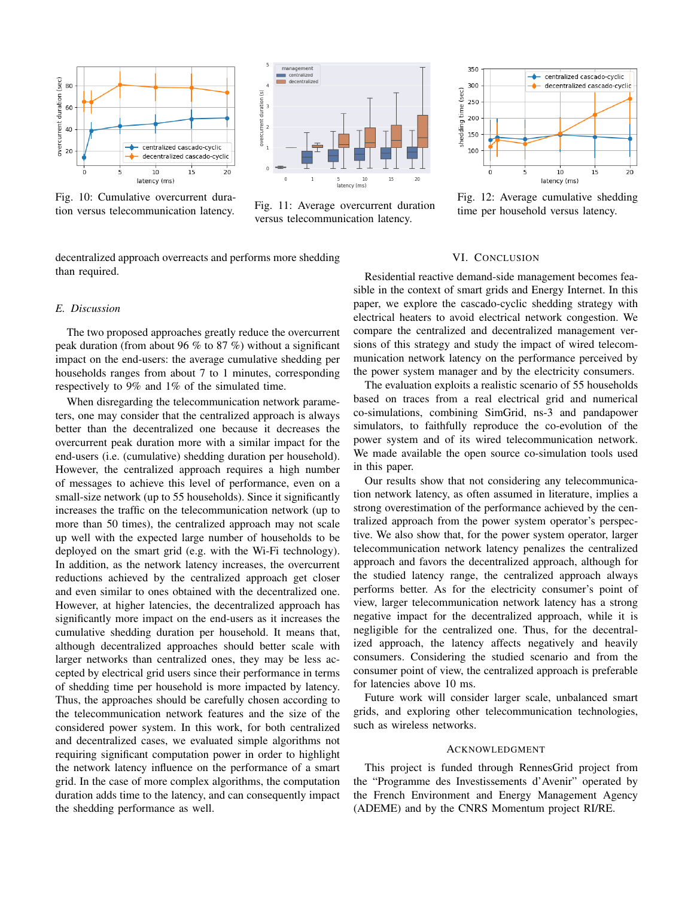Fig. 10: Cumulative overcurrent duration versus telecommunication latency.

Fig. 11: Average overcurrent duration versus telecommunication latency.

Fig. 12: Average cumulative shedding time per household versus latency.

decentralized approach overreacts and performs more shedding than required.

### *E. Discussion*

The two proposed approaches greatly reduce the overcurrent peak duration (from about 96 % to 87 %) without a significant impact on the end-users: the average cumulative shedding per households ranges from about 7 to 1 minutes, corresponding respectively to 9% and 1% of the simulated time.

When disregarding the telecommunication network parameters, one may consider that the centralized approach is always better than the decentralized one because it decreases the overcurrent peak duration more with a similar impact for the end-users (i.e. (cumulative) shedding duration per household). However, the centralized approach requires a high number of messages to achieve this level of performance, even on a small-size network (up to 55 households). Since it significantly increases the traffic on the telecommunication network (up to more than 50 times), the centralized approach may not scale up well with the expected large number of households to be deployed on the smart grid (e.g. with the Wi-Fi technology). In addition, as the network latency increases, the overcurrent reductions achieved by the centralized approach get closer and even similar to ones obtained with the decentralized one. However, at higher latencies, the decentralized approach has significantly more impact on the end-users as it increases the cumulative shedding duration per household. It means that, although decentralized approaches should better scale with larger networks than centralized ones, they may be less accepted by electrical grid users since their performance in terms of shedding time per household is more impacted by latency. Thus, the approaches should be carefully chosen according to the telecommunication network features and the size of the considered power system. In this work, for both centralized and decentralized cases, we evaluated simple algorithms not requiring significant computation power in order to highlight the network latency influence on the performance of a smart grid. In the case of more complex algorithms, the computation duration adds time to the latency, and can consequently impact the shedding performance as well.

## VI. Conclusion

Residential reactive demand-side management becomes feasible in the context of smart grids and Energy Internet. In this paper, we explore the cascado-cyclic shedding strategy with electrical heaters to avoid electrical network congestion. We compare the centralized and decentralized management versions of this strategy and study the impact of wired telecommunication network latency on the performance perceived by the power system manager and by the electricity consumers.

The evaluation exploits a realistic scenario of 55 households based on traces from a real electrical grid and numerical co-simulations, combining SimGrid, ns-3 and pandapower simulators, to faithfully reproduce the co-evolution of the power system and of its wired telecommunication network. We made available the open source co-simulation tools used in this paper.

Our results show that not considering any telecommunication network latency, as often assumed in literature, implies a strong overestimation of the performance achieved by the centralized approach from the power system operator's perspective. We also show that, for the power system operator, larger telecommunication network latency penalizes the centralized approach and favors the decentralized approach, although for the studied latency range, the centralized approach always performs better. As for the electricity consumer's point of view, larger telecommunication network latency has a strong negative impact for the decentralized approach, while it is negligible for the centralized one. Thus, for the decentralized approach, the latency affects negatively and heavily consumers. Considering the studied scenario and from the consumer point of view, the centralized approach is preferable for latencies above 10 ms.

Future work will consider larger scale, unbalanced smart grids, and exploring other telecommunication technologies, such as wireless networks.

## Acknowledgment

This project is funded through RennesGrid project from the "Programme des Investissements d'Avenir" operated by the French Environment and Energy Management Agency (ADEME) and by the CNRS Momentum project RI/RE.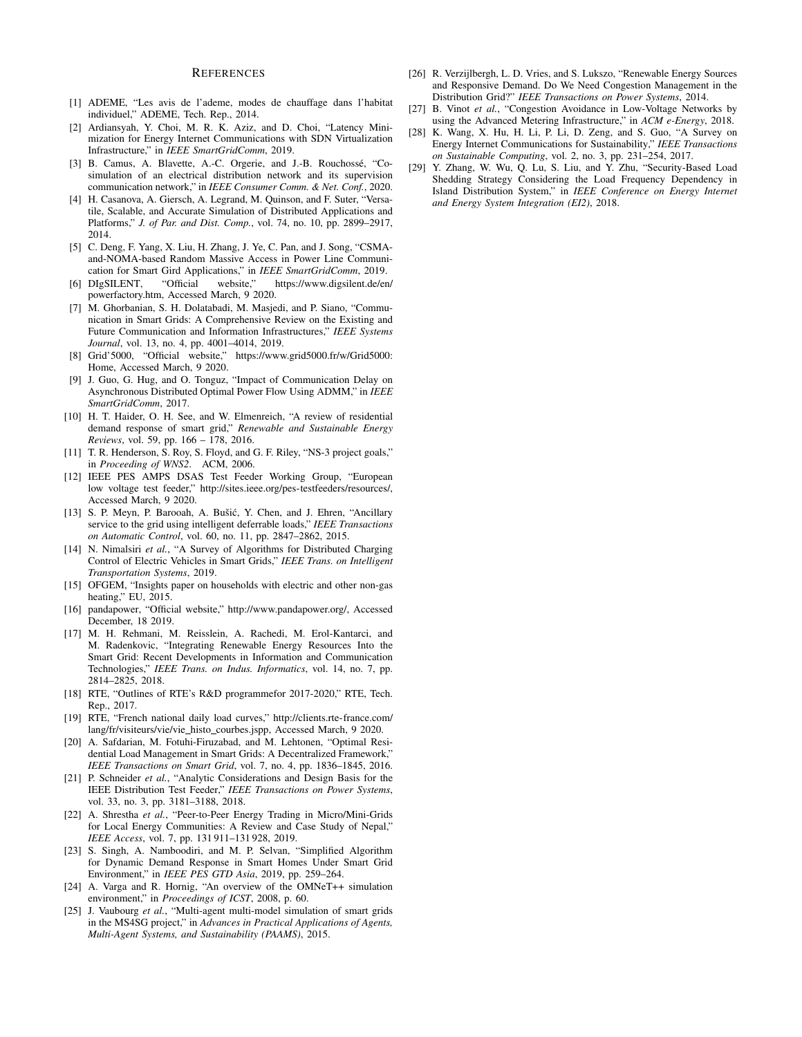## References

[1] ADEME, "Les avis de l'ademe, modes de chauffage dans l'habitat individuel," ADEME, Tech. Rep., 2014.

[2] Ardiansyah, Y. Choi, M. R. K. Aziz, and D. Choi, "Latency Minimization for Energy Internet Communications with SDN Virtualization Infrastructure," in *IEEE SmartGridComm*, 2019.

[3] B. Camus, A. Blavette, A.-C. Orgerie, and J.-B. Rouchossé, "Co-simulation of an electrical distribution network and its supervision communication network," in *IEEE Consumer Comm. & Net. Conf.*, 2020.

[4] H. Casanova, A. Giersch, A. Legrand, M. Quinson, and F. Suter, "Versatile, Scalable, and Accurate Simulation of Distributed Applications and Platforms," *J. of Par. and Dist. Comp.*, vol. 74, no. 10, pp. 2899–2917, 2014.

[5] C. Deng, F. Yang, X. Liu, H. Zhang, J. Ye, C. Pan, and J. Song, "CSMA-and-NOMA-based Random Massive Access in Power Line Communication for Smart Gird Applications," in *IEEE SmartGridComm*, 2019.

[6] DIgSILENT, "Official website," https://www.digsilent.de/en/powerfactory.htm, Accessed March, 9 2020.

[7] M. Ghorbanian, S. H. Dolatabadi, M. Masjedi, and P. Siano, "Communication in Smart Grids: A Comprehensive Review on the Existing and Future Communication and Information Infrastructures," *IEEE Systems Journal*, vol. 13, no. 4, pp. 4001–4014, 2019.

[8] Grid'5000, "Official website," https://www.grid5000.fr/w/Grid5000:Home, Accessed March, 9 2020.

[9] J. Guo, G. Hug, and O. Tonguz, "Impact of Communication Delay on Asynchronous Distributed Optimal Power Flow Using ADMM," in *IEEE SmartGridComm*, 2017.

[10] H. T. Haider, O. H. See, and W. Elmenreich, "A review of residential demand response of smart grid," *Renewable and Sustainable Energy Reviews*, vol. 59, pp. 166 – 178, 2016.

[11] T. R. Henderson, S. Roy, S. Floyd, and G. F. Riley, "NS-3 project goals," in *Proceeding of WNS2*. ACM, 2006.

[12] IEEE PES AMPS DSAS Test Feeder Working Group, "European low voltage test feeder," http://sites.ieee.org/pes-testfeeders/resources/, Accessed March, 9 2020.

[13] S. P. Meyn, P. Barooah, A. Bušić, Y. Chen, and J. Ehren, "Ancillary service to the grid using intelligent deferrable loads," *IEEE Transactions on Automatic Control*, vol. 60, no. 11, pp. 2847–2862, 2015.

[14] N. Nimalsiri *et al.*, "A Survey of Algorithms for Distributed Charging Control of Electric Vehicles in Smart Grids," *IEEE Trans. on Intelligent Transportation Systems*, 2019.

[15] OFGEM, "Insights paper on households with electric and other non-gas heating," EU, 2015.

[16] pandapower, "Official website," http://www.pandapower.org/, Accessed December, 18 2019.

[17] M. H. Rehmani, M. Reisslein, A. Rachedi, M. Erol-Kantarci, and M. Radenkovic, "Integrating Renewable Energy Resources Into the Smart Grid: Recent Developments in Information and Communication Technologies," *IEEE Trans. on Indus. Informatics*, vol. 14, no. 7, pp. 2814–2825, 2018.

[18] RTE, "Outlines of RTE's R&D programmefor 2017-2020," RTE, Tech. Rep., 2017.

[19] RTE, "French national daily load curves," http://clients.rte-france.com/lang/fr/visiteurs/vie/vie_histo_courbes.jspp, Accessed March, 9 2020.

[20] A. Safdarian, M. Fotuhi-Firuzabad, and M. Lehtonen, "Optimal Residential Load Management in Smart Grids: A Decentralized Framework," *IEEE Transactions on Smart Grid*, vol. 7, no. 4, pp. 1836–1845, 2016.

[21] P. Schneider *et al.*, "Analytic Considerations and Design Basis for the IEEE Distribution Test Feeder," *IEEE Transactions on Power Systems*, vol. 33, no. 3, pp. 3181–3188, 2018.

[22] A. Shrestha *et al.*, "Peer-to-Peer Energy Trading in Micro/Mini-Grids for Local Energy Communities: A Review and Case Study of Nepal," *IEEE Access*, vol. 7, pp. 131 911–131 928, 2019.

[23] S. Singh, A. Namboodiri, and M. P. Selvan, "Simplified Algorithm for Dynamic Demand Response in Smart Homes Under Smart Grid Environment," in *IEEE PES GTD Asia*, 2019, pp. 259–264.

[24] A. Varga and R. Hornig, "An overview of the OMNeT++ simulation environment," in *Proceedings of ICST*, 2008, p. 60.

[25] J. Vaubourg *et al.*, "Multi-agent multi-model simulation of smart grids in the MS4SG project," in *Advances in Practical Applications of Agents, Multi-Agent Systems, and Sustainability (PAAMS)*, 2015.

[26] R. Verzijlbergh, L. D. Vries, and S. Lukszo, "Renewable Energy Sources and Responsive Demand. Do We Need Congestion Management in the Distribution Grid?" *IEEE Transactions on Power Systems*, 2014.

[27] B. Vinot *et al.*, "Congestion Avoidance in Low-Voltage Networks by using the Advanced Metering Infrastructure," in *ACM e-Energy*, 2018.

[28] K. Wang, X. Hu, H. Li, P. Li, D. Zeng, and S. Guo, "A Survey on Energy Internet Communications for Sustainability," *IEEE Transactions on Sustainable Computing*, vol. 2, no. 3, pp. 231–254, 2017.

[29] Y. Zhang, W. Wu, Q. Lu, S. Liu, and Y. Zhu, "Security-Based Load Shedding Strategy Considering the Load Frequency Dependency in Island Distribution System," in *IEEE Conference on Energy Internet and Energy System Integration (EI2)*, 2018.